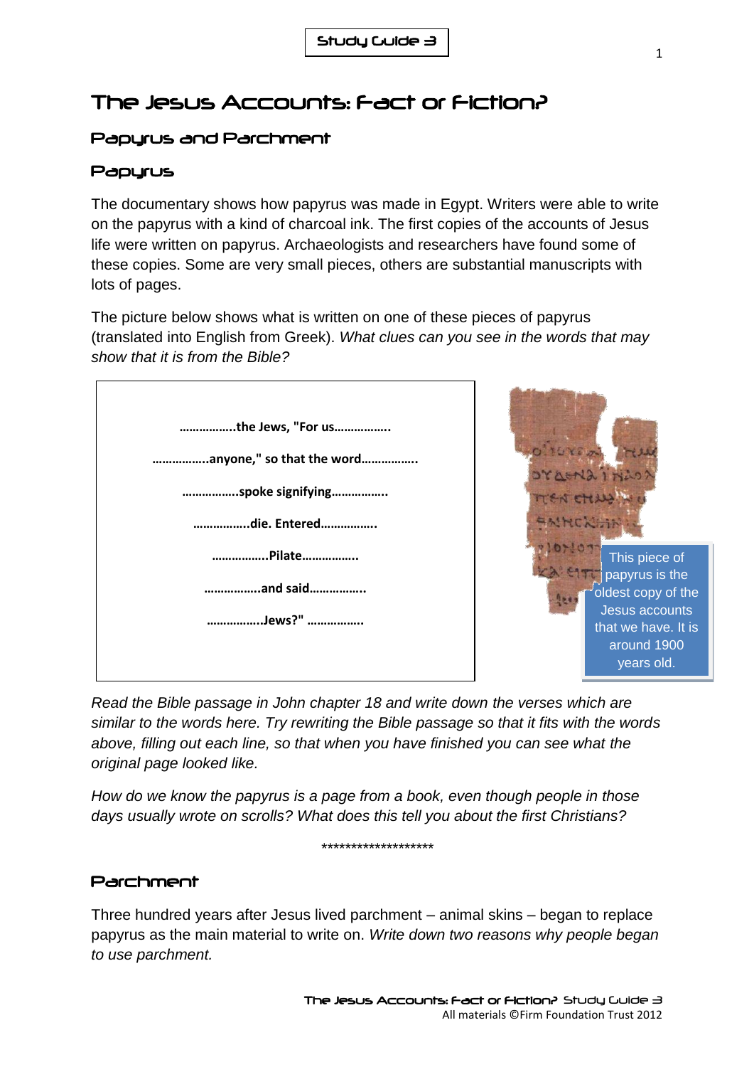Study Guide 3

# The Jesus Accounts: Fact or Fiction?

## Papyrus and Parchment

### Papyrus

The documentary shows how papyrus was made in Egypt. Writers were able to write on the papyrus with a kind of charcoal ink. The first copies of the accounts of Jesus life were written on papyrus. Archaeologists and researchers have found some of these copies. Some are very small pieces, others are substantial manuscripts with lots of pages.

The picture below shows what is written on one of these pieces of papyrus (translated into English from Greek). *What clues can you see in the words that may show that it is from the Bible?*

**……………..the Jews, "For us……………..**

**……………..anyone," so that the word……………..**

**……………..spoke signifying……………..**

**……………..die. Entered……………..**

**……………..Pilate……………..**

**……………..and said……………..**

**……………..Jews?" ……………..**

This piece of papyrus is the oldest copy of the Jesus accounts that we have. It is around 1900 years old.

*Read the Bible passage in John chapter 18 and write down the verses which are similar to the words here. Try rewriting the Bible passage so that it fits with the words above, filling out each line, so that when you have finished you can see what the original page looked like.*

*How do we know the papyrus is a page from a book, even though people in those days usually wrote on scrolls? What does this tell you about the first Christians?*

*******************

### Parchment

Three hundred years after Jesus lived parchment – animal skins – began to replace papyrus as the main material to write on. *Write down two reasons why people began to use parchment.*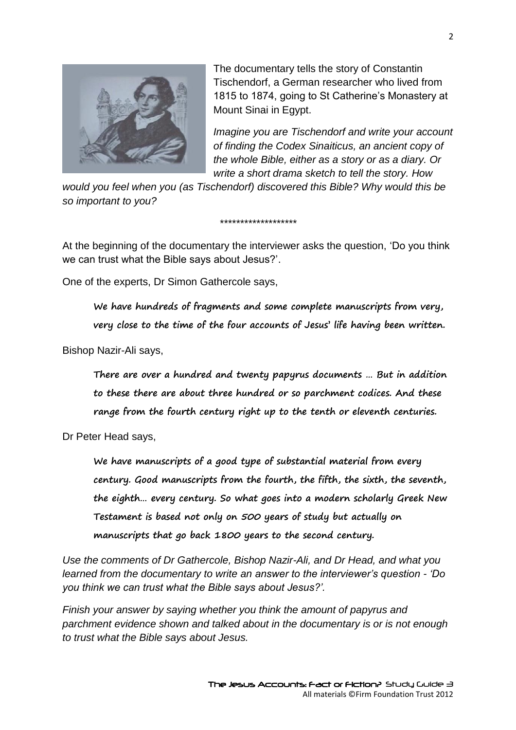The documentary tells the story of Constantin Tischendorf, a German researcher who lived from 1815 to 1874, going to St Catherine's Monastery at Mount Sinai in Egypt.

*Imagine you are Tischendorf and write your account of finding the Codex Sinaiticus, an ancient copy of the whole Bible, either as a story or as a diary. Or write a short drama sketch to tell the story. How would you feel when you (as Tischendorf) discovered this Bible? Why would this be so important to you?*

*******************

At the beginning of the documentary the interviewer asks the question, 'Do you think we can trust what the Bible says about Jesus?'.

One of the experts, Dr Simon Gathercole says,

> **We have hundreds of fragments and some complete manuscripts from very, very close to the time of the four accounts of Jesus' life having been written.**

Bishop Nazir-Ali says,

> **There are over a hundred and twenty papyrus documents … But in addition to these there are about three hundred or so parchment codices. And these range from the fourth century right up to the tenth or eleventh centuries.**

Dr Peter Head says,

> **We have manuscripts of a good type of substantial material from every century. Good manuscripts from the fourth, the fifth, the sixth, the seventh, the eighth… every century. So what goes into a modern scholarly Greek New Testament is based not only on 500 years of study but actually on manuscripts that go back 1800 years to the second century.**

*Use the comments of Dr Gathercole, Bishop Nazir-Ali, and Dr Head, and what you learned from the documentary to write an answer to the interviewer's question - 'Do you think we can trust what the Bible says about Jesus?'.*

*Finish your answer by saying whether you think the amount of papyrus and parchment evidence shown and talked about in the documentary is or is not enough to trust what the Bible says about Jesus.*